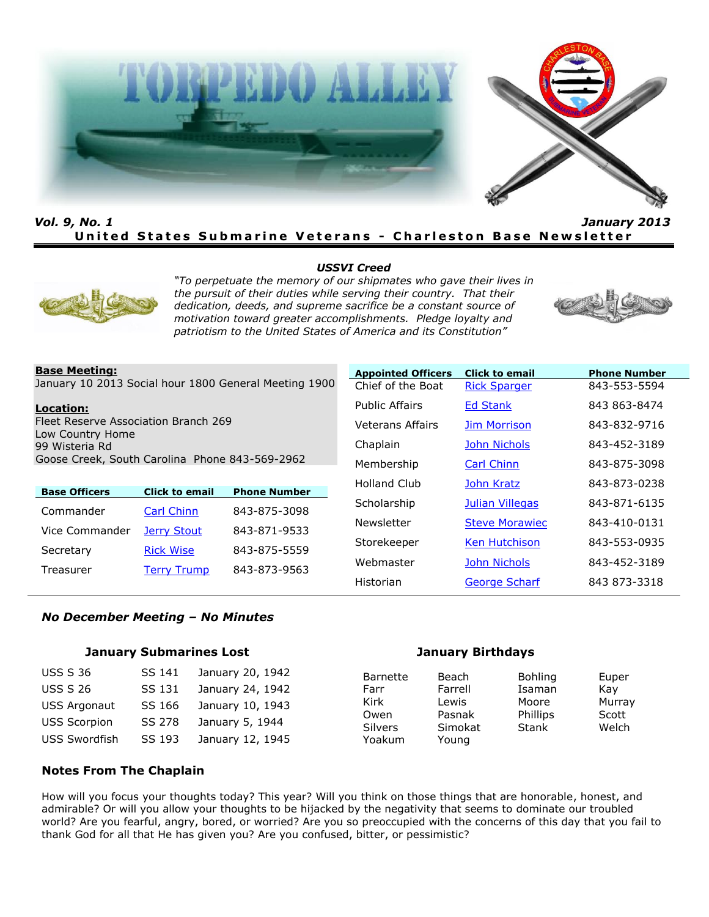# TORPEDO ALLEY

***Vol. 9, No. 1*** ***January 2013***

**United States Submarine Veterans - Charleston Base Newsletter**

***USSVI Creed***

*"To perpetuate the memory of our shipmates who gave their lives in the pursuit of their duties while serving their country. That their dedication, deeds, and supreme sacrifice be a constant source of motivation toward greater accomplishments. Pledge loyalty and patriotism to the United States of America and its Constitution"*

**Base Meeting:**
January 10 2013 Social hour 1800 General Meeting 1900

**Location:**
Fleet Reserve Association Branch 269
Low Country Home
99 Wisteria Rd
Goose Creek, South Carolina Phone 843-569-2962

| Base Officers | Click to email | Phone Number |
|---|---|---|
| Commander | Carl Chinn | 843-875-3098 |
| Vice Commander | Jerry Stout | 843-871-9533 |
| Secretary | Rick Wise | 843-875-5559 |
| Treasurer | Terry Trump | 843-873-9563 |

| Appointed Officers | Click to email | Phone Number |
|---|---|---|
| Chief of the Boat | Rick Sparger | 843-553-5594 |
| Public Affairs | Ed Stank | 843 863-8474 |
| Veterans Affairs | Jim Morrison | 843-832-9716 |
| Chaplain | John Nichols | 843-452-3189 |
| Membership | Carl Chinn | 843-875-3098 |
| Holland Club | John Kratz | 843-873-0238 |
| Scholarship | Julian Villegas | 843-871-6135 |
| Newsletter | Steve Morawiec | 843-410-0131 |
| Storekeeper | Ken Hutchison | 843-553-0935 |
| Webmaster | John Nichols | 843-452-3189 |
| Historian | George Scharf | 843 873-3318 |

***No December Meeting – No Minutes***

### January Submarines Lost

| | | |
|---|---|---|
| USS S 36 | SS 141 | January 20, 1942 |
| USS S 26 | SS 131 | January 24, 1942 |
| USS Argonaut | SS 166 | January 10, 1943 |
| USS Scorpion | SS 278 | January 5, 1944 |
| USS Swordfish | SS 193 | January 12, 1945 |

### January Birthdays

| | | | |
|---|---|---|---|
| Barnette | Beach | Bohling | Euper |
| Farr | Farrell | Isaman | Kay |
| Kirk | Lewis | Moore | Murray |
| Owen | Pasnak | Phillips | Scott |
| Silvers | Simokat | Stank | Welch |
| Yoakum | Young | | |

### Notes From The Chaplain

How will you focus your thoughts today? This year? Will you think on those things that are honorable, honest, and admirable? Or will you allow your thoughts to be hijacked by the negativity that seems to dominate our troubled world? Are you fearful, angry, bored, or worried? Are you so preoccupied with the concerns of this day that you fail to thank God for all that He has given you? Are you confused, bitter, or pessimistic?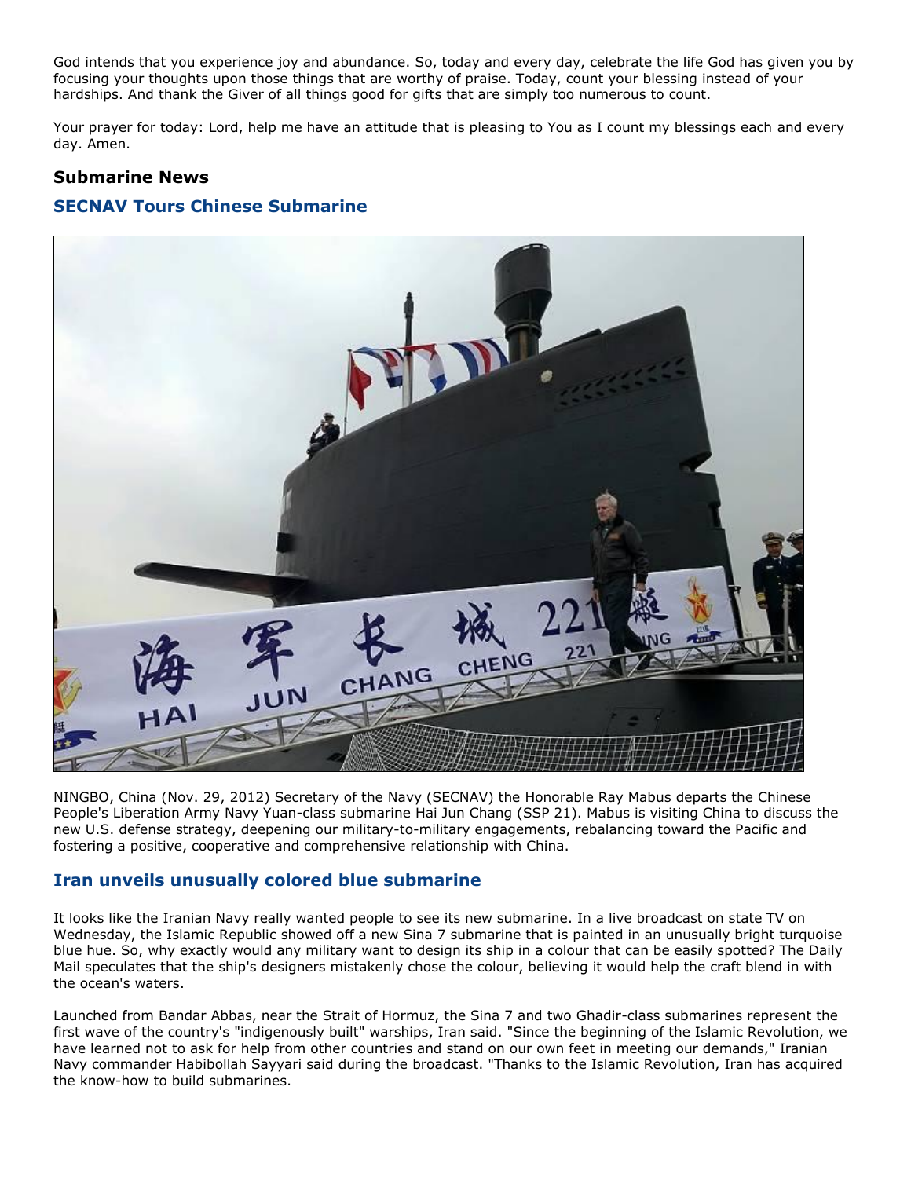God intends that you experience joy and abundance. So, today and every day, celebrate the life God has given you by focusing your thoughts upon those things that are worthy of praise. Today, count your blessing instead of your hardships. And thank the Giver of all things good for gifts that are simply too numerous to count.

Your prayer for today: Lord, help me have an attitude that is pleasing to You as I count my blessings each and every day. Amen.

### Submarine News

#### SECNAV Tours Chinese Submarine

NINGBO, China (Nov. 29, 2012) Secretary of the Navy (SECNAV) the Honorable Ray Mabus departs the Chinese People's Liberation Army Navy Yuan-class submarine Hai Jun Chang (SSP 21). Mabus is visiting China to discuss the new U.S. defense strategy, deepening our military-to-military engagements, rebalancing toward the Pacific and fostering a positive, cooperative and comprehensive relationship with China.

#### Iran unveils unusually colored blue submarine

It looks like the Iranian Navy really wanted people to see its new submarine. In a live broadcast on state TV on Wednesday, the Islamic Republic showed off a new Sina 7 submarine that is painted in an unusually bright turquoise blue hue. So, why exactly would any military want to design its ship in a colour that can be easily spotted? The Daily Mail speculates that the ship's designers mistakenly chose the colour, believing it would help the craft blend in with the ocean's waters.

Launched from Bandar Abbas, near the Strait of Hormuz, the Sina 7 and two Ghadir-class submarines represent the first wave of the country's "indigenously built" warships, Iran said. "Since the beginning of the Islamic Revolution, we have learned not to ask for help from other countries and stand on our own feet in meeting our demands," Iranian Navy commander Habibollah Sayyari said during the broadcast. "Thanks to the Islamic Revolution, Iran has acquired the know-how to build submarines.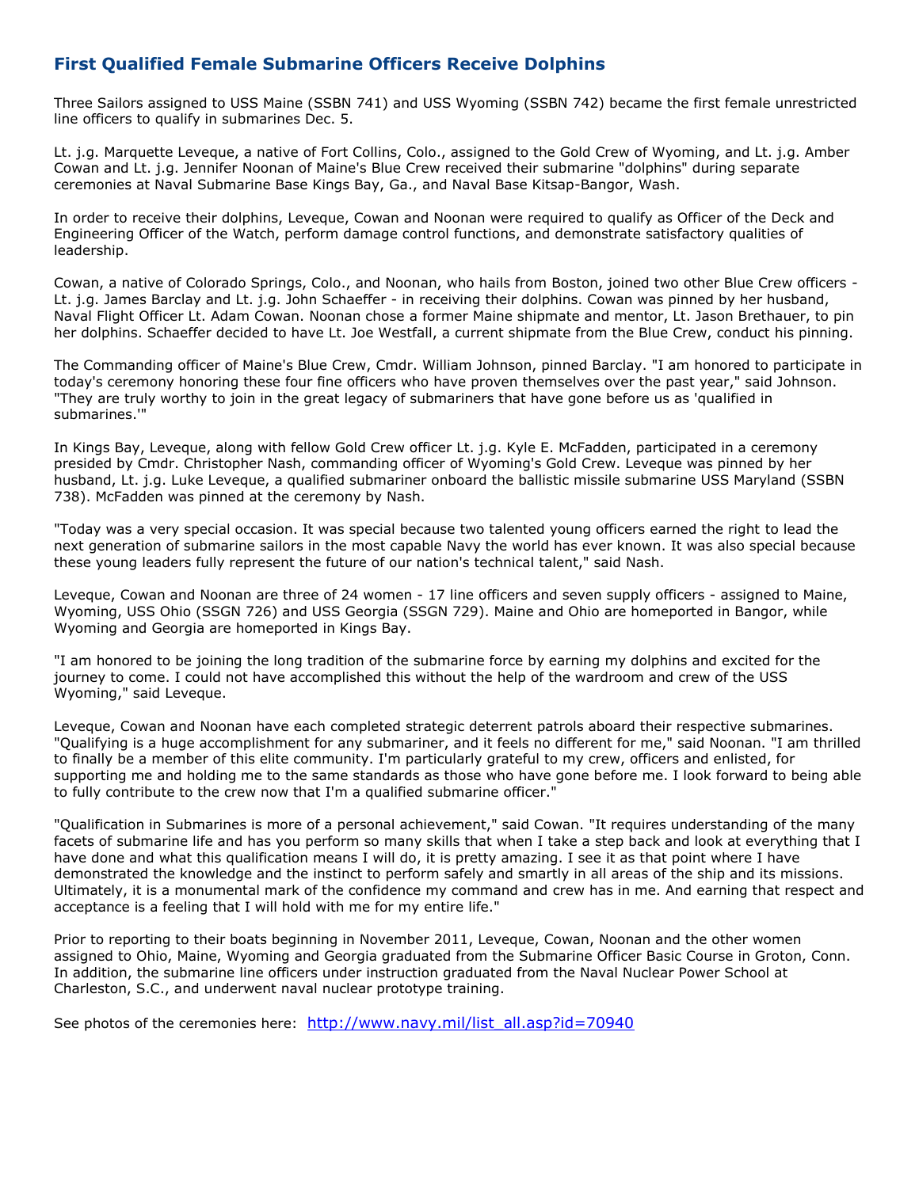## First Qualified Female Submarine Officers Receive Dolphins

Three Sailors assigned to USS Maine (SSBN 741) and USS Wyoming (SSBN 742) became the first female unrestricted line officers to qualify in submarines Dec. 5.

Lt. j.g. Marquette Leveque, a native of Fort Collins, Colo., assigned to the Gold Crew of Wyoming, and Lt. j.g. Amber Cowan and Lt. j.g. Jennifer Noonan of Maine's Blue Crew received their submarine "dolphins" during separate ceremonies at Naval Submarine Base Kings Bay, Ga., and Naval Base Kitsap-Bangor, Wash.

In order to receive their dolphins, Leveque, Cowan and Noonan were required to qualify as Officer of the Deck and Engineering Officer of the Watch, perform damage control functions, and demonstrate satisfactory qualities of leadership.

Cowan, a native of Colorado Springs, Colo., and Noonan, who hails from Boston, joined two other Blue Crew officers - Lt. j.g. James Barclay and Lt. j.g. John Schaeffer - in receiving their dolphins. Cowan was pinned by her husband, Naval Flight Officer Lt. Adam Cowan. Noonan chose a former Maine shipmate and mentor, Lt. Jason Brethauer, to pin her dolphins. Schaeffer decided to have Lt. Joe Westfall, a current shipmate from the Blue Crew, conduct his pinning.

The Commanding officer of Maine's Blue Crew, Cmdr. William Johnson, pinned Barclay. "I am honored to participate in today's ceremony honoring these four fine officers who have proven themselves over the past year," said Johnson. "They are truly worthy to join in the great legacy of submariners that have gone before us as 'qualified in submarines.'"

In Kings Bay, Leveque, along with fellow Gold Crew officer Lt. j.g. Kyle E. McFadden, participated in a ceremony presided by Cmdr. Christopher Nash, commanding officer of Wyoming's Gold Crew. Leveque was pinned by her husband, Lt. j.g. Luke Leveque, a qualified submariner onboard the ballistic missile submarine USS Maryland (SSBN 738). McFadden was pinned at the ceremony by Nash.

"Today was a very special occasion. It was special because two talented young officers earned the right to lead the next generation of submarine sailors in the most capable Navy the world has ever known. It was also special because these young leaders fully represent the future of our nation's technical talent," said Nash.

Leveque, Cowan and Noonan are three of 24 women - 17 line officers and seven supply officers - assigned to Maine, Wyoming, USS Ohio (SSGN 726) and USS Georgia (SSGN 729). Maine and Ohio are homeported in Bangor, while Wyoming and Georgia are homeported in Kings Bay.

"I am honored to be joining the long tradition of the submarine force by earning my dolphins and excited for the journey to come. I could not have accomplished this without the help of the wardroom and crew of the USS Wyoming," said Leveque.

Leveque, Cowan and Noonan have each completed strategic deterrent patrols aboard their respective submarines. "Qualifying is a huge accomplishment for any submariner, and it feels no different for me," said Noonan. "I am thrilled to finally be a member of this elite community. I'm particularly grateful to my crew, officers and enlisted, for supporting me and holding me to the same standards as those who have gone before me. I look forward to being able to fully contribute to the crew now that I'm a qualified submarine officer."

"Qualification in Submarines is more of a personal achievement," said Cowan. "It requires understanding of the many facets of submarine life and has you perform so many skills that when I take a step back and look at everything that I have done and what this qualification means I will do, it is pretty amazing. I see it as that point where I have demonstrated the knowledge and the instinct to perform safely and smartly in all areas of the ship and its missions. Ultimately, it is a monumental mark of the confidence my command and crew has in me. And earning that respect and acceptance is a feeling that I will hold with me for my entire life."

Prior to reporting to their boats beginning in November 2011, Leveque, Cowan, Noonan and the other women assigned to Ohio, Maine, Wyoming and Georgia graduated from the Submarine Officer Basic Course in Groton, Conn. In addition, the submarine line officers under instruction graduated from the Naval Nuclear Power School at Charleston, S.C., and underwent naval nuclear prototype training.

See photos of the ceremonies here: http://www.navy.mil/list_all.asp?id=70940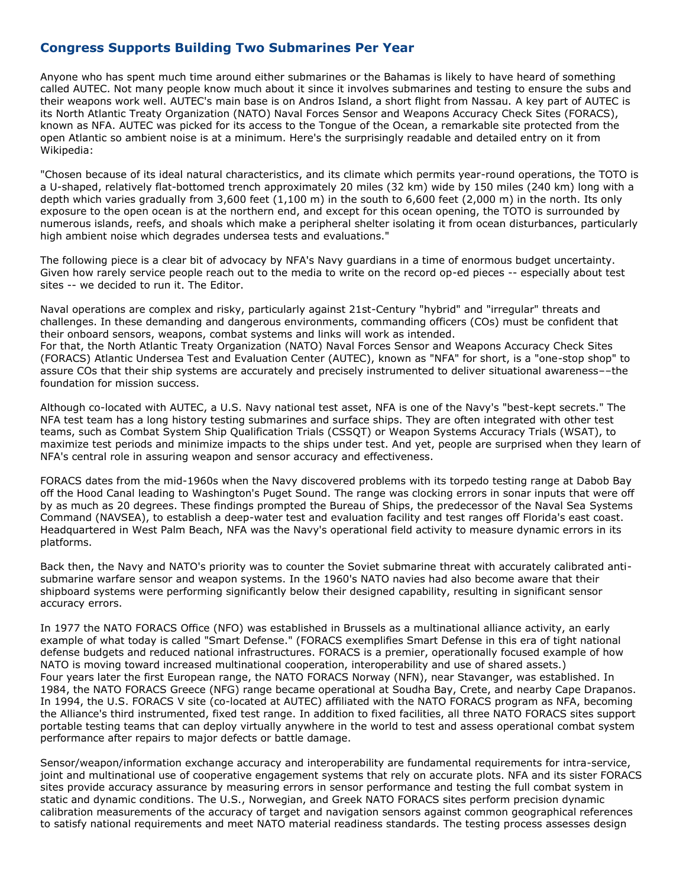## Congress Supports Building Two Submarines Per Year

Anyone who has spent much time around either submarines or the Bahamas is likely to have heard of something called AUTEC. Not many people know much about it since it involves submarines and testing to ensure the subs and their weapons work well. AUTEC's main base is on Andros Island, a short flight from Nassau. A key part of AUTEC is its North Atlantic Treaty Organization (NATO) Naval Forces Sensor and Weapons Accuracy Check Sites (FORACS), known as NFA. AUTEC was picked for its access to the Tongue of the Ocean, a remarkable site protected from the open Atlantic so ambient noise is at a minimum. Here's the surprisingly readable and detailed entry on it from Wikipedia:

"Chosen because of its ideal natural characteristics, and its climate which permits year-round operations, the TOTO is a U-shaped, relatively flat-bottomed trench approximately 20 miles (32 km) wide by 150 miles (240 km) long with a depth which varies gradually from 3,600 feet (1,100 m) in the south to 6,600 feet (2,000 m) in the north. Its only exposure to the open ocean is at the northern end, and except for this ocean opening, the TOTO is surrounded by numerous islands, reefs, and shoals which make a peripheral shelter isolating it from ocean disturbances, particularly high ambient noise which degrades undersea tests and evaluations."

The following piece is a clear bit of advocacy by NFA's Navy guardians in a time of enormous budget uncertainty. Given how rarely service people reach out to the media to write on the record op-ed pieces -- especially about test sites -- we decided to run it. The Editor.

Naval operations are complex and risky, particularly against 21st-Century "hybrid" and "irregular" threats and challenges. In these demanding and dangerous environments, commanding officers (COs) must be confident that their onboard sensors, weapons, combat systems and links will work as intended.
For that, the North Atlantic Treaty Organization (NATO) Naval Forces Sensor and Weapons Accuracy Check Sites (FORACS) Atlantic Undersea Test and Evaluation Center (AUTEC), known as "NFA" for short, is a "one-stop shop" to assure COs that their ship systems are accurately and precisely instrumented to deliver situational awareness––the foundation for mission success.

Although co-located with AUTEC, a U.S. Navy national test asset, NFA is one of the Navy's "best-kept secrets." The NFA test team has a long history testing submarines and surface ships. They are often integrated with other test teams, such as Combat System Ship Qualification Trials (CSSQT) or Weapon Systems Accuracy Trials (WSAT), to maximize test periods and minimize impacts to the ships under test. And yet, people are surprised when they learn of NFA's central role in assuring weapon and sensor accuracy and effectiveness.

FORACS dates from the mid-1960s when the Navy discovered problems with its torpedo testing range at Dabob Bay off the Hood Canal leading to Washington's Puget Sound. The range was clocking errors in sonar inputs that were off by as much as 20 degrees. These findings prompted the Bureau of Ships, the predecessor of the Naval Sea Systems Command (NAVSEA), to establish a deep-water test and evaluation facility and test ranges off Florida's east coast. Headquartered in West Palm Beach, NFA was the Navy's operational field activity to measure dynamic errors in its platforms.

Back then, the Navy and NATO's priority was to counter the Soviet submarine threat with accurately calibrated anti-submarine warfare sensor and weapon systems. In the 1960's NATO navies had also become aware that their shipboard systems were performing significantly below their designed capability, resulting in significant sensor accuracy errors.

In 1977 the NATO FORACS Office (NFO) was established in Brussels as a multinational alliance activity, an early example of what today is called "Smart Defense." (FORACS exemplifies Smart Defense in this era of tight national defense budgets and reduced national infrastructures. FORACS is a premier, operationally focused example of how NATO is moving toward increased multinational cooperation, interoperability and use of shared assets.)
Four years later the first European range, the NATO FORACS Norway (NFN), near Stavanger, was established. In 1984, the NATO FORACS Greece (NFG) range became operational at Soudha Bay, Crete, and nearby Cape Drapanos. In 1994, the U.S. FORACS V site (co-located at AUTEC) affiliated with the NATO FORACS program as NFA, becoming the Alliance's third instrumented, fixed test range. In addition to fixed facilities, all three NATO FORACS sites support portable testing teams that can deploy virtually anywhere in the world to test and assess operational combat system performance after repairs to major defects or battle damage.

Sensor/weapon/information exchange accuracy and interoperability are fundamental requirements for intra-service, joint and multinational use of cooperative engagement systems that rely on accurate plots. NFA and its sister FORACS sites provide accuracy assurance by measuring errors in sensor performance and testing the full combat system in static and dynamic conditions. The U.S., Norwegian, and Greek NATO FORACS sites perform precision dynamic calibration measurements of the accuracy of target and navigation sensors against common geographical references to satisfy national requirements and meet NATO material readiness standards. The testing process assesses design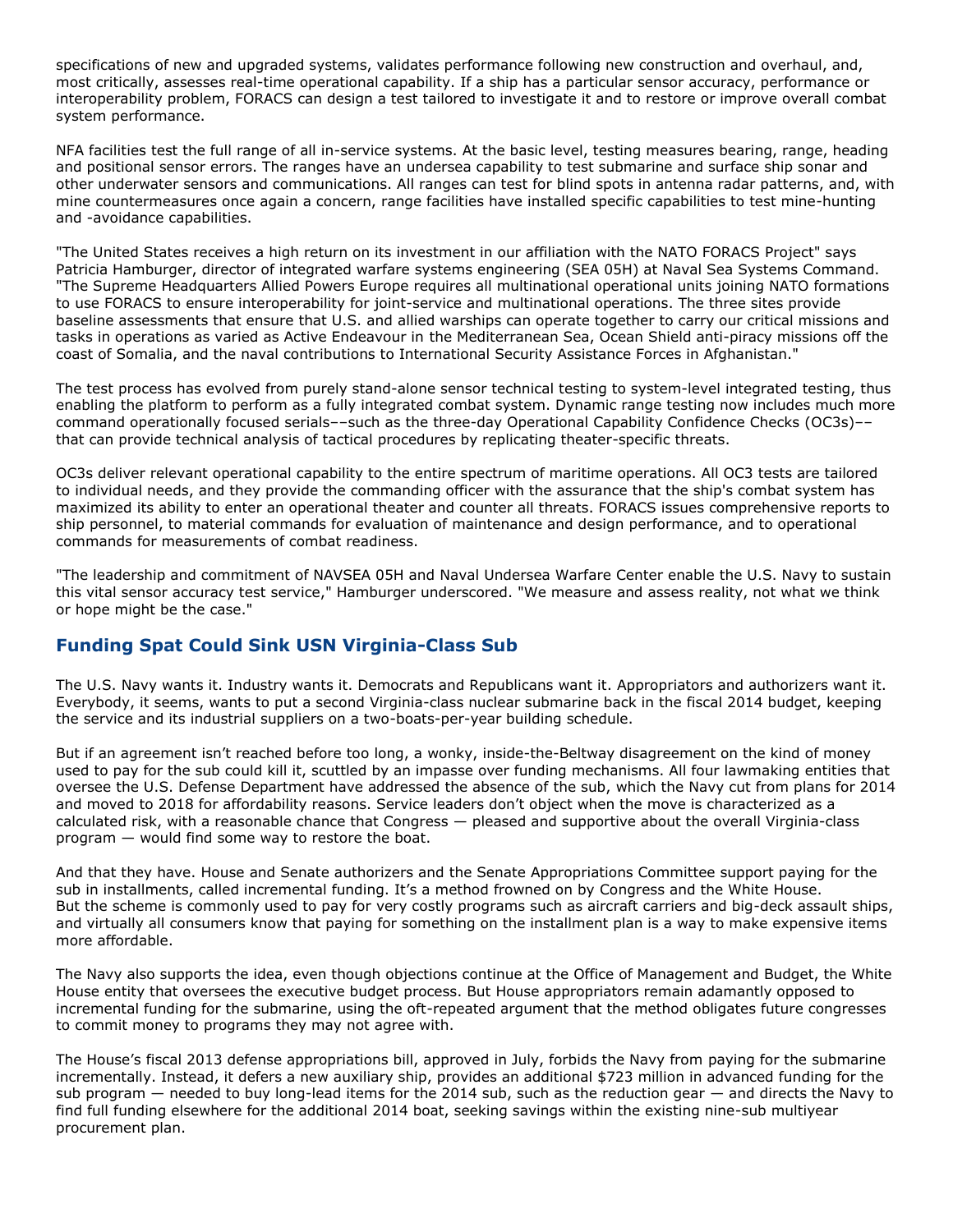specifications of new and upgraded systems, validates performance following new construction and overhaul, and, most critically, assesses real-time operational capability. If a ship has a particular sensor accuracy, performance or interoperability problem, FORACS can design a test tailored to investigate it and to restore or improve overall combat system performance.

NFA facilities test the full range of all in-service systems. At the basic level, testing measures bearing, range, heading and positional sensor errors. The ranges have an undersea capability to test submarine and surface ship sonar and other underwater sensors and communications. All ranges can test for blind spots in antenna radar patterns, and, with mine countermeasures once again a concern, range facilities have installed specific capabilities to test mine-hunting and -avoidance capabilities.

"The United States receives a high return on its investment in our affiliation with the NATO FORACS Project" says Patricia Hamburger, director of integrated warfare systems engineering (SEA 05H) at Naval Sea Systems Command. "The Supreme Headquarters Allied Powers Europe requires all multinational operational units joining NATO formations to use FORACS to ensure interoperability for joint-service and multinational operations. The three sites provide baseline assessments that ensure that U.S. and allied warships can operate together to carry our critical missions and tasks in operations as varied as Active Endeavour in the Mediterranean Sea, Ocean Shield anti-piracy missions off the coast of Somalia, and the naval contributions to International Security Assistance Forces in Afghanistan."

The test process has evolved from purely stand-alone sensor technical testing to system-level integrated testing, thus enabling the platform to perform as a fully integrated combat system. Dynamic range testing now includes much more command operationally focused serials––such as the three-day Operational Capability Confidence Checks (OC3s)–– that can provide technical analysis of tactical procedures by replicating theater-specific threats.

OC3s deliver relevant operational capability to the entire spectrum of maritime operations. All OC3 tests are tailored to individual needs, and they provide the commanding officer with the assurance that the ship's combat system has maximized its ability to enter an operational theater and counter all threats. FORACS issues comprehensive reports to ship personnel, to material commands for evaluation of maintenance and design performance, and to operational commands for measurements of combat readiness.

"The leadership and commitment of NAVSEA 05H and Naval Undersea Warfare Center enable the U.S. Navy to sustain this vital sensor accuracy test service," Hamburger underscored. "We measure and assess reality, not what we think or hope might be the case."

## Funding Spat Could Sink USN Virginia-Class Sub

The U.S. Navy wants it. Industry wants it. Democrats and Republicans want it. Appropriators and authorizers want it. Everybody, it seems, wants to put a second Virginia-class nuclear submarine back in the fiscal 2014 budget, keeping the service and its industrial suppliers on a two-boats-per-year building schedule.

But if an agreement isn't reached before too long, a wonky, inside-the-Beltway disagreement on the kind of money used to pay for the sub could kill it, scuttled by an impasse over funding mechanisms. All four lawmaking entities that oversee the U.S. Defense Department have addressed the absence of the sub, which the Navy cut from plans for 2014 and moved to 2018 for affordability reasons. Service leaders don't object when the move is characterized as a calculated risk, with a reasonable chance that Congress — pleased and supportive about the overall Virginia-class program — would find some way to restore the boat.

And that they have. House and Senate authorizers and the Senate Appropriations Committee support paying for the sub in installments, called incremental funding. It's a method frowned on by Congress and the White House. But the scheme is commonly used to pay for very costly programs such as aircraft carriers and big-deck assault ships, and virtually all consumers know that paying for something on the installment plan is a way to make expensive items more affordable.

The Navy also supports the idea, even though objections continue at the Office of Management and Budget, the White House entity that oversees the executive budget process. But House appropriators remain adamantly opposed to incremental funding for the submarine, using the oft-repeated argument that the method obligates future congresses to commit money to programs they may not agree with.

The House's fiscal 2013 defense appropriations bill, approved in July, forbids the Navy from paying for the submarine incrementally. Instead, it defers a new auxiliary ship, provides an additional $723 million in advanced funding for the sub program — needed to buy long-lead items for the 2014 sub, such as the reduction gear — and directs the Navy to find full funding elsewhere for the additional 2014 boat, seeking savings within the existing nine-sub multiyear procurement plan.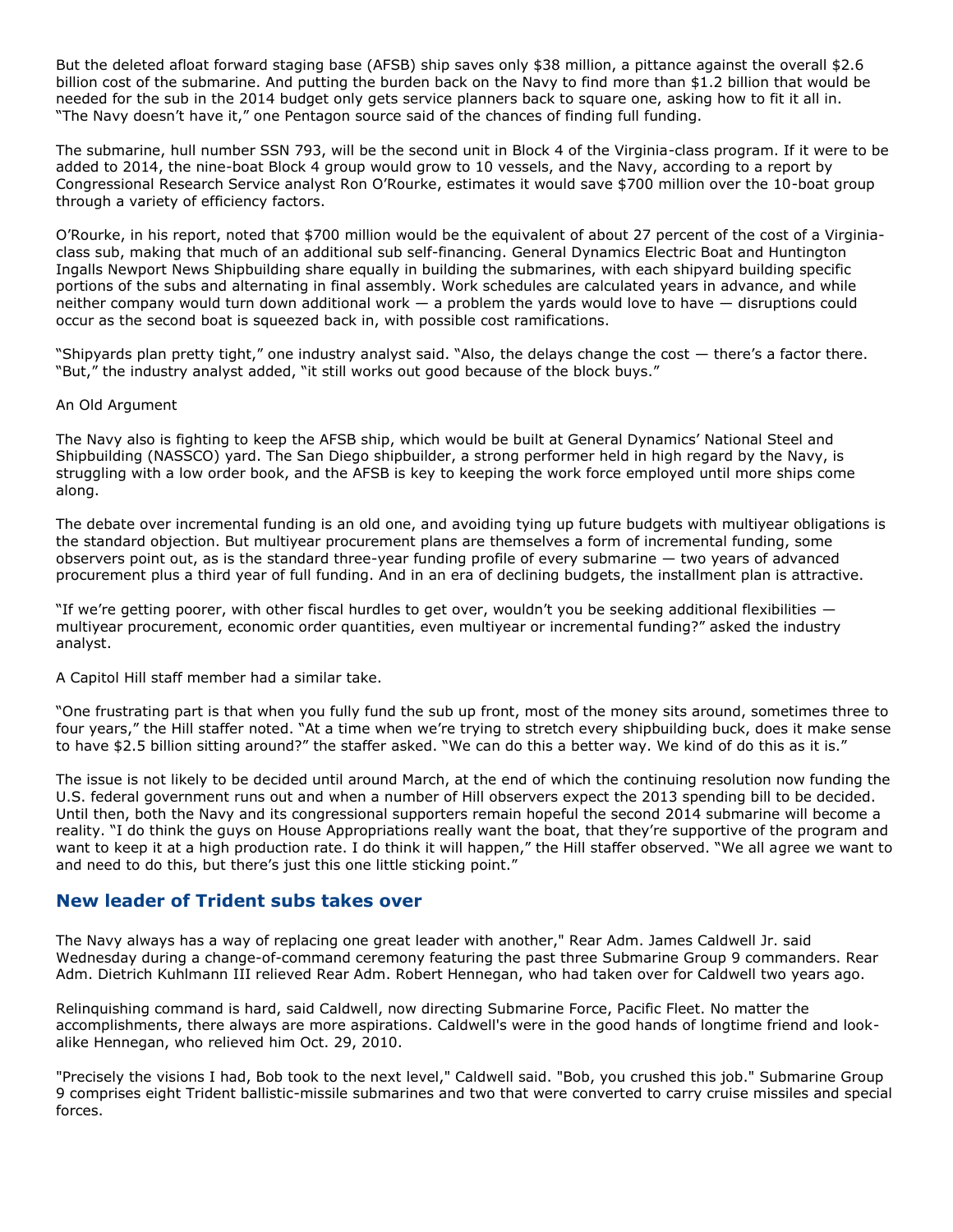But the deleted afloat forward staging base (AFSB) ship saves only $38 million, a pittance against the overall $2.6 billion cost of the submarine. And putting the burden back on the Navy to find more than $1.2 billion that would be needed for the sub in the 2014 budget only gets service planners back to square one, asking how to fit it all in. "The Navy doesn't have it," one Pentagon source said of the chances of finding full funding.

The submarine, hull number SSN 793, will be the second unit in Block 4 of the Virginia-class program. If it were to be added to 2014, the nine-boat Block 4 group would grow to 10 vessels, and the Navy, according to a report by Congressional Research Service analyst Ron O'Rourke, estimates it would save $700 million over the 10-boat group through a variety of efficiency factors.

O'Rourke, in his report, noted that $700 million would be the equivalent of about 27 percent of the cost of a Virginia-class sub, making that much of an additional sub self-financing. General Dynamics Electric Boat and Huntington Ingalls Newport News Shipbuilding share equally in building the submarines, with each shipyard building specific portions of the subs and alternating in final assembly. Work schedules are calculated years in advance, and while neither company would turn down additional work — a problem the yards would love to have — disruptions could occur as the second boat is squeezed back in, with possible cost ramifications.

"Shipyards plan pretty tight," one industry analyst said. "Also, the delays change the cost — there's a factor there. "But," the industry analyst added, "it still works out good because of the block buys."

An Old Argument

The Navy also is fighting to keep the AFSB ship, which would be built at General Dynamics' National Steel and Shipbuilding (NASSCO) yard. The San Diego shipbuilder, a strong performer held in high regard by the Navy, is struggling with a low order book, and the AFSB is key to keeping the work force employed until more ships come along.

The debate over incremental funding is an old one, and avoiding tying up future budgets with multiyear obligations is the standard objection. But multiyear procurement plans are themselves a form of incremental funding, some observers point out, as is the standard three-year funding profile of every submarine — two years of advanced procurement plus a third year of full funding. And in an era of declining budgets, the installment plan is attractive.

"If we're getting poorer, with other fiscal hurdles to get over, wouldn't you be seeking additional flexibilities — multiyear procurement, economic order quantities, even multiyear or incremental funding?" asked the industry analyst.

A Capitol Hill staff member had a similar take.

"One frustrating part is that when you fully fund the sub up front, most of the money sits around, sometimes three to four years," the Hill staffer noted. "At a time when we're trying to stretch every shipbuilding buck, does it make sense to have $2.5 billion sitting around?" the staffer asked. "We can do this a better way. We kind of do this as it is."

The issue is not likely to be decided until around March, at the end of which the continuing resolution now funding the U.S. federal government runs out and when a number of Hill observers expect the 2013 spending bill to be decided. Until then, both the Navy and its congressional supporters remain hopeful the second 2014 submarine will become a reality. "I do think the guys on House Appropriations really want the boat, that they're supportive of the program and want to keep it at a high production rate. I do think it will happen," the Hill staffer observed. "We all agree we want to and need to do this, but there's just this one little sticking point."

## New leader of Trident subs takes over

The Navy always has a way of replacing one great leader with another," Rear Adm. James Caldwell Jr. said Wednesday during a change-of-command ceremony featuring the past three Submarine Group 9 commanders. Rear Adm. Dietrich Kuhlmann III relieved Rear Adm. Robert Hennegan, who had taken over for Caldwell two years ago.

Relinquishing command is hard, said Caldwell, now directing Submarine Force, Pacific Fleet. No matter the accomplishments, there always are more aspirations. Caldwell's were in the good hands of longtime friend and look-alike Hennegan, who relieved him Oct. 29, 2010.

"Precisely the visions I had, Bob took to the next level," Caldwell said. "Bob, you crushed this job." Submarine Group 9 comprises eight Trident ballistic-missile submarines and two that were converted to carry cruise missiles and special forces.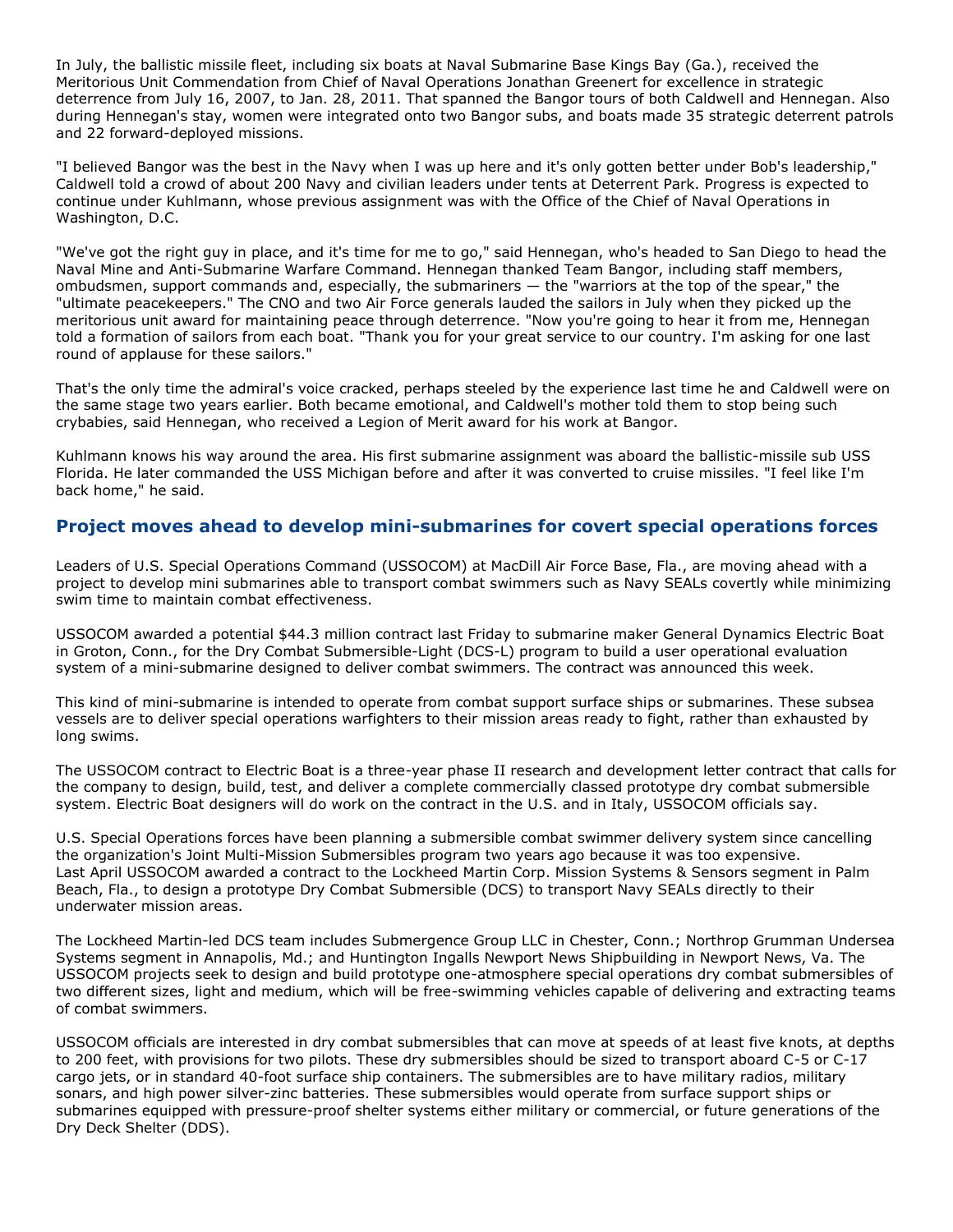In July, the ballistic missile fleet, including six boats at Naval Submarine Base Kings Bay (Ga.), received the Meritorious Unit Commendation from Chief of Naval Operations Jonathan Greenert for excellence in strategic deterrence from July 16, 2007, to Jan. 28, 2011. That spanned the Bangor tours of both Caldwell and Hennegan. Also during Hennegan's stay, women were integrated onto two Bangor subs, and boats made 35 strategic deterrent patrols and 22 forward-deployed missions.

"I believed Bangor was the best in the Navy when I was up here and it's only gotten better under Bob's leadership," Caldwell told a crowd of about 200 Navy and civilian leaders under tents at Deterrent Park. Progress is expected to continue under Kuhlmann, whose previous assignment was with the Office of the Chief of Naval Operations in Washington, D.C.

"We've got the right guy in place, and it's time for me to go," said Hennegan, who's headed to San Diego to head the Naval Mine and Anti-Submarine Warfare Command. Hennegan thanked Team Bangor, including staff members, ombudsmen, support commands and, especially, the submariners — the "warriors at the top of the spear," the "ultimate peacekeepers." The CNO and two Air Force generals lauded the sailors in July when they picked up the meritorious unit award for maintaining peace through deterrence. "Now you're going to hear it from me, Hennegan told a formation of sailors from each boat. "Thank you for your great service to our country. I'm asking for one last round of applause for these sailors."

That's the only time the admiral's voice cracked, perhaps steeled by the experience last time he and Caldwell were on the same stage two years earlier. Both became emotional, and Caldwell's mother told them to stop being such crybabies, said Hennegan, who received a Legion of Merit award for his work at Bangor.

Kuhlmann knows his way around the area. His first submarine assignment was aboard the ballistic-missile sub USS Florida. He later commanded the USS Michigan before and after it was converted to cruise missiles. "I feel like I'm back home," he said.

## Project moves ahead to develop mini-submarines for covert special operations forces

Leaders of U.S. Special Operations Command (USSOCOM) at MacDill Air Force Base, Fla., are moving ahead with a project to develop mini submarines able to transport combat swimmers such as Navy SEALs covertly while minimizing swim time to maintain combat effectiveness.

USSOCOM awarded a potential $44.3 million contract last Friday to submarine maker General Dynamics Electric Boat in Groton, Conn., for the Dry Combat Submersible-Light (DCS-L) program to build a user operational evaluation system of a mini-submarine designed to deliver combat swimmers. The contract was announced this week.

This kind of mini-submarine is intended to operate from combat support surface ships or submarines. These subsea vessels are to deliver special operations warfighters to their mission areas ready to fight, rather than exhausted by long swims.

The USSOCOM contract to Electric Boat is a three-year phase II research and development letter contract that calls for the company to design, build, test, and deliver a complete commercially classed prototype dry combat submersible system. Electric Boat designers will do work on the contract in the U.S. and in Italy, USSOCOM officials say.

U.S. Special Operations forces have been planning a submersible combat swimmer delivery system since cancelling the organization's Joint Multi-Mission Submersibles program two years ago because it was too expensive. Last April USSOCOM awarded a contract to the Lockheed Martin Corp. Mission Systems & Sensors segment in Palm Beach, Fla., to design a prototype Dry Combat Submersible (DCS) to transport Navy SEALs directly to their underwater mission areas.

The Lockheed Martin-led DCS team includes Submergence Group LLC in Chester, Conn.; Northrop Grumman Undersea Systems segment in Annapolis, Md.; and Huntington Ingalls Newport News Shipbuilding in Newport News, Va. The USSOCOM projects seek to design and build prototype one-atmosphere special operations dry combat submersibles of two different sizes, light and medium, which will be free-swimming vehicles capable of delivering and extracting teams of combat swimmers.

USSOCOM officials are interested in dry combat submersibles that can move at speeds of at least five knots, at depths to 200 feet, with provisions for two pilots. These dry submersibles should be sized to transport aboard C-5 or C-17 cargo jets, or in standard 40-foot surface ship containers. The submersibles are to have military radios, military sonars, and high power silver-zinc batteries. These submersibles would operate from surface support ships or submarines equipped with pressure-proof shelter systems either military or commercial, or future generations of the Dry Deck Shelter (DDS).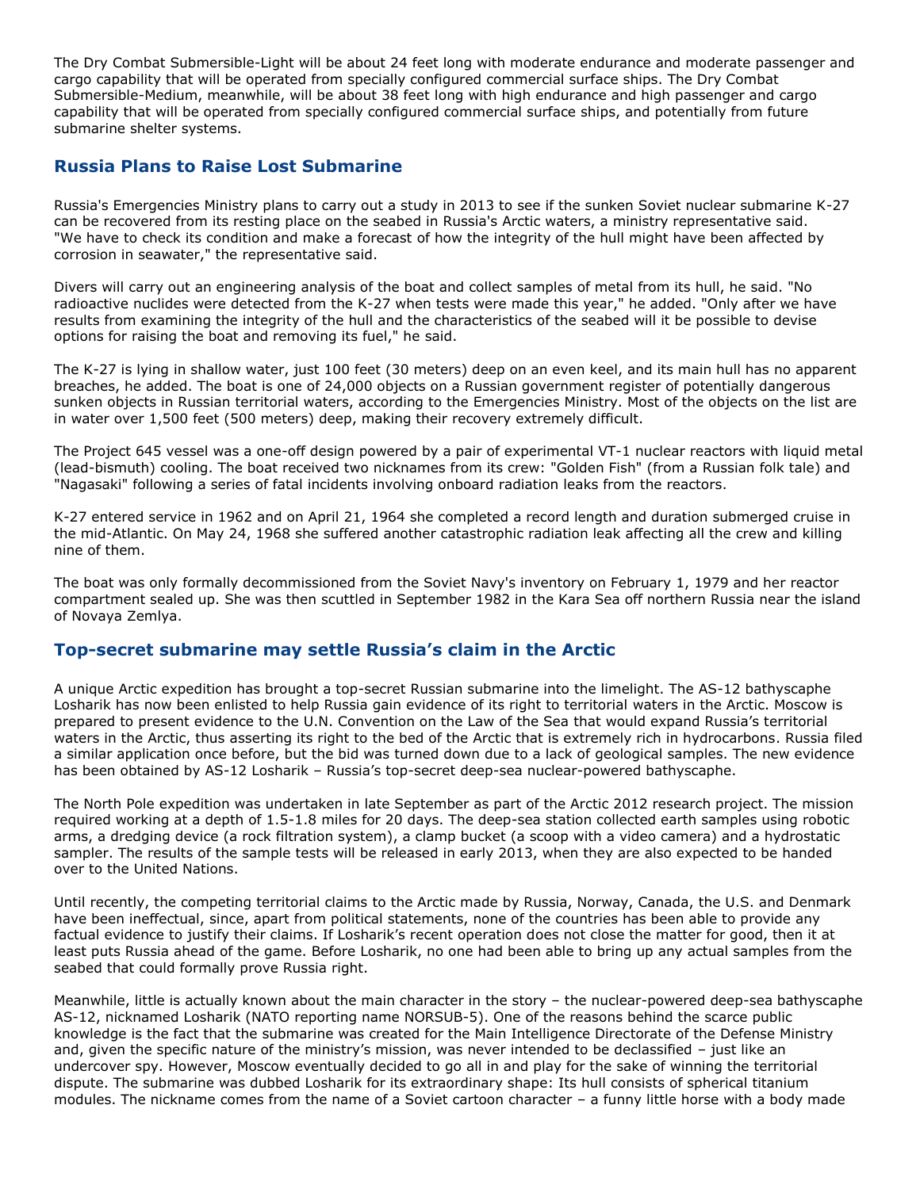The Dry Combat Submersible-Light will be about 24 feet long with moderate endurance and moderate passenger and cargo capability that will be operated from specially configured commercial surface ships. The Dry Combat Submersible-Medium, meanwhile, will be about 38 feet long with high endurance and high passenger and cargo capability that will be operated from specially configured commercial surface ships, and potentially from future submarine shelter systems.

## Russia Plans to Raise Lost Submarine

Russia's Emergencies Ministry plans to carry out a study in 2013 to see if the sunken Soviet nuclear submarine K-27 can be recovered from its resting place on the seabed in Russia's Arctic waters, a ministry representative said. "We have to check its condition and make a forecast of how the integrity of the hull might have been affected by corrosion in seawater," the representative said.

Divers will carry out an engineering analysis of the boat and collect samples of metal from its hull, he said. "No radioactive nuclides were detected from the K-27 when tests were made this year," he added. "Only after we have results from examining the integrity of the hull and the characteristics of the seabed will it be possible to devise options for raising the boat and removing its fuel," he said.

The K-27 is lying in shallow water, just 100 feet (30 meters) deep on an even keel, and its main hull has no apparent breaches, he added. The boat is one of 24,000 objects on a Russian government register of potentially dangerous sunken objects in Russian territorial waters, according to the Emergencies Ministry. Most of the objects on the list are in water over 1,500 feet (500 meters) deep, making their recovery extremely difficult.

The Project 645 vessel was a one-off design powered by a pair of experimental VT-1 nuclear reactors with liquid metal (lead-bismuth) cooling. The boat received two nicknames from its crew: "Golden Fish" (from a Russian folk tale) and "Nagasaki" following a series of fatal incidents involving onboard radiation leaks from the reactors.

K-27 entered service in 1962 and on April 21, 1964 she completed a record length and duration submerged cruise in the mid-Atlantic. On May 24, 1968 she suffered another catastrophic radiation leak affecting all the crew and killing nine of them.

The boat was only formally decommissioned from the Soviet Navy's inventory on February 1, 1979 and her reactor compartment sealed up. She was then scuttled in September 1982 in the Kara Sea off northern Russia near the island of Novaya Zemlya.

## Top-secret submarine may settle Russia's claim in the Arctic

A unique Arctic expedition has brought a top-secret Russian submarine into the limelight. The AS-12 bathyscaphe Losharik has now been enlisted to help Russia gain evidence of its right to territorial waters in the Arctic. Moscow is prepared to present evidence to the U.N. Convention on the Law of the Sea that would expand Russia's territorial waters in the Arctic, thus asserting its right to the bed of the Arctic that is extremely rich in hydrocarbons. Russia filed a similar application once before, but the bid was turned down due to a lack of geological samples. The new evidence has been obtained by AS-12 Losharik – Russia's top-secret deep-sea nuclear-powered bathyscaphe.

The North Pole expedition was undertaken in late September as part of the Arctic 2012 research project. The mission required working at a depth of 1.5-1.8 miles for 20 days. The deep-sea station collected earth samples using robotic arms, a dredging device (a rock filtration system), a clamp bucket (a scoop with a video camera) and a hydrostatic sampler. The results of the sample tests will be released in early 2013, when they are also expected to be handed over to the United Nations.

Until recently, the competing territorial claims to the Arctic made by Russia, Norway, Canada, the U.S. and Denmark have been ineffectual, since, apart from political statements, none of the countries has been able to provide any factual evidence to justify their claims. If Losharik's recent operation does not close the matter for good, then it at least puts Russia ahead of the game. Before Losharik, no one had been able to bring up any actual samples from the seabed that could formally prove Russia right.

Meanwhile, little is actually known about the main character in the story – the nuclear-powered deep-sea bathyscaphe AS-12, nicknamed Losharik (NATO reporting name NORSUB-5). One of the reasons behind the scarce public knowledge is the fact that the submarine was created for the Main Intelligence Directorate of the Defense Ministry and, given the specific nature of the ministry's mission, was never intended to be declassified – just like an undercover spy. However, Moscow eventually decided to go all in and play for the sake of winning the territorial dispute. The submarine was dubbed Losharik for its extraordinary shape: Its hull consists of spherical titanium modules. The nickname comes from the name of a Soviet cartoon character – a funny little horse with a body made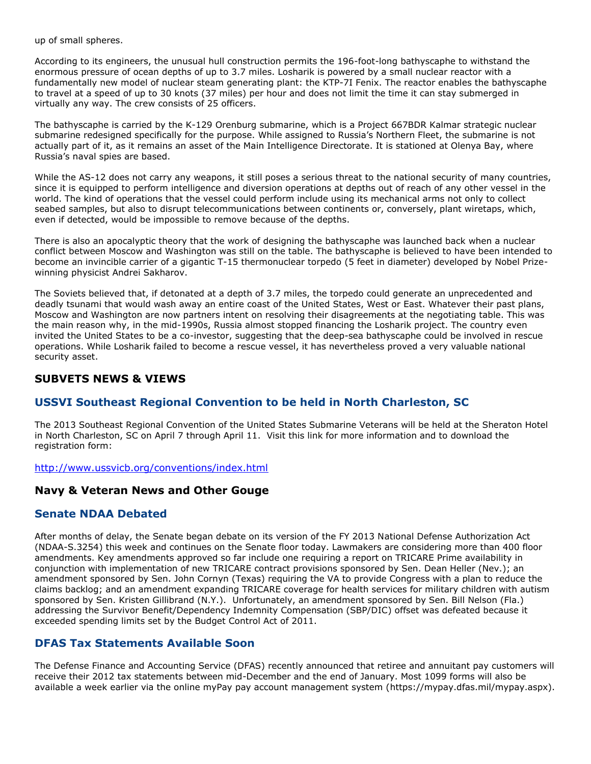up of small spheres.

According to its engineers, the unusual hull construction permits the 196-foot-long bathyscaphe to withstand the enormous pressure of ocean depths of up to 3.7 miles. Losharik is powered by a small nuclear reactor with a fundamentally new model of nuclear steam generating plant: the KTP-7I Fenix. The reactor enables the bathyscaphe to travel at a speed of up to 30 knots (37 miles) per hour and does not limit the time it can stay submerged in virtually any way. The crew consists of 25 officers.

The bathyscaphe is carried by the K-129 Orenburg submarine, which is a Project 667BDR Kalmar strategic nuclear submarine redesigned specifically for the purpose. While assigned to Russia's Northern Fleet, the submarine is not actually part of it, as it remains an asset of the Main Intelligence Directorate. It is stationed at Olenya Bay, where Russia's naval spies are based.

While the AS-12 does not carry any weapons, it still poses a serious threat to the national security of many countries, since it is equipped to perform intelligence and diversion operations at depths out of reach of any other vessel in the world. The kind of operations that the vessel could perform include using its mechanical arms not only to collect seabed samples, but also to disrupt telecommunications between continents or, conversely, plant wiretaps, which, even if detected, would be impossible to remove because of the depths.

There is also an apocalyptic theory that the work of designing the bathyscaphe was launched back when a nuclear conflict between Moscow and Washington was still on the table. The bathyscaphe is believed to have been intended to become an invincible carrier of a gigantic T-15 thermonuclear torpedo (5 feet in diameter) developed by Nobel Prize-winning physicist Andrei Sakharov.

The Soviets believed that, if detonated at a depth of 3.7 miles, the torpedo could generate an unprecedented and deadly tsunami that would wash away an entire coast of the United States, West or East. Whatever their past plans, Moscow and Washington are now partners intent on resolving their disagreements at the negotiating table. This was the main reason why, in the mid-1990s, Russia almost stopped financing the Losharik project. The country even invited the United States to be a co-investor, suggesting that the deep-sea bathyscaphe could be involved in rescue operations. While Losharik failed to become a rescue vessel, it has nevertheless proved a very valuable national security asset.

## SUBVETS NEWS & VIEWS

### USSVI Southeast Regional Convention to be held in North Charleston, SC

The 2013 Southeast Regional Convention of the United States Submarine Veterans will be held at the Sheraton Hotel in North Charleston, SC on April 7 through April 11. Visit this link for more information and to download the registration form:

http://www.ussvicb.org/conventions/index.html

## Navy & Veteran News and Other Gouge

### Senate NDAA Debated

After months of delay, the Senate began debate on its version of the FY 2013 National Defense Authorization Act (NDAA-S.3254) this week and continues on the Senate floor today. Lawmakers are considering more than 400 floor amendments. Key amendments approved so far include one requiring a report on TRICARE Prime availability in conjunction with implementation of new TRICARE contract provisions sponsored by Sen. Dean Heller (Nev.); an amendment sponsored by Sen. John Cornyn (Texas) requiring the VA to provide Congress with a plan to reduce the claims backlog; and an amendment expanding TRICARE coverage for health services for military children with autism sponsored by Sen. Kristen Gillibrand (N.Y.). Unfortunately, an amendment sponsored by Sen. Bill Nelson (Fla.) addressing the Survivor Benefit/Dependency Indemnity Compensation (SBP/DIC) offset was defeated because it exceeded spending limits set by the Budget Control Act of 2011.

### DFAS Tax Statements Available Soon

The Defense Finance and Accounting Service (DFAS) recently announced that retiree and annuitant pay customers will receive their 2012 tax statements between mid-December and the end of January. Most 1099 forms will also be available a week earlier via the online myPay pay account management system (https://mypay.dfas.mil/mypay.aspx).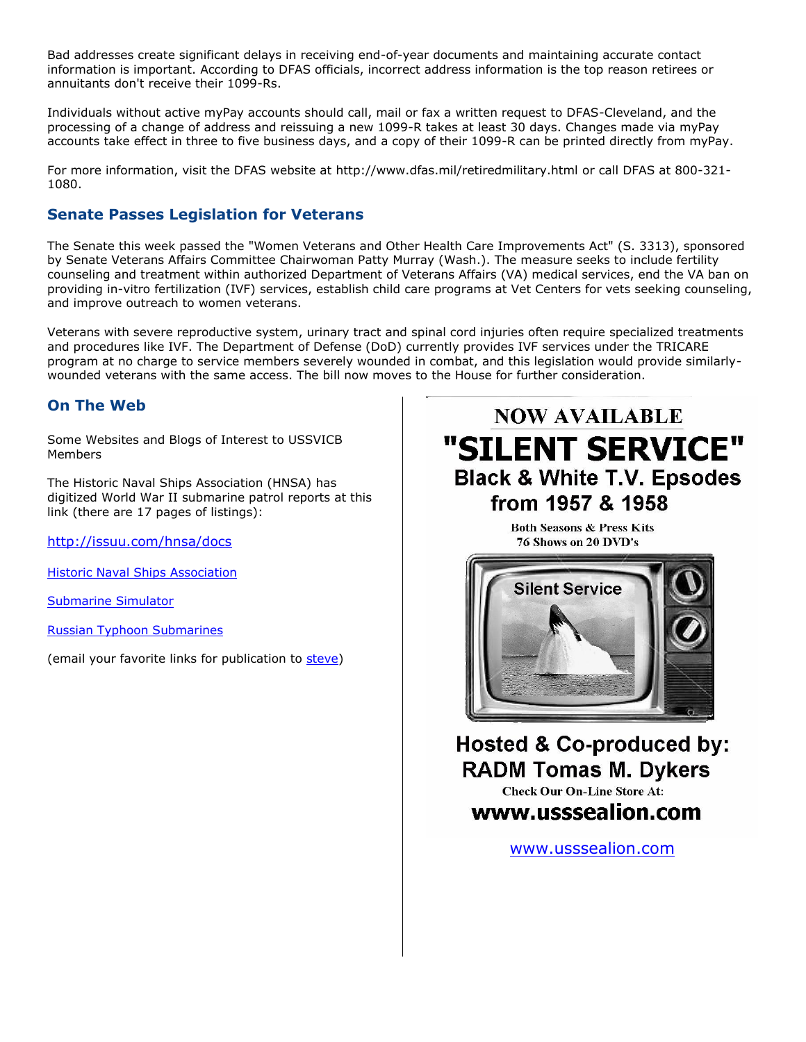Bad addresses create significant delays in receiving end-of-year documents and maintaining accurate contact information is important. According to DFAS officials, incorrect address information is the top reason retirees or annuitants don't receive their 1099-Rs.

Individuals without active myPay accounts should call, mail or fax a written request to DFAS-Cleveland, and the processing of a change of address and reissuing a new 1099-R takes at least 30 days. Changes made via myPay accounts take effect in three to five business days, and a copy of their 1099-R can be printed directly from myPay.

For more information, visit the DFAS website at http://www.dfas.mil/retiredmilitary.html or call DFAS at 800-321-1080.

## Senate Passes Legislation for Veterans

The Senate this week passed the "Women Veterans and Other Health Care Improvements Act" (S. 3313), sponsored by Senate Veterans Affairs Committee Chairwoman Patty Murray (Wash.). The measure seeks to include fertility counseling and treatment within authorized Department of Veterans Affairs (VA) medical services, end the VA ban on providing in-vitro fertilization (IVF) services, establish child care programs at Vet Centers for vets seeking counseling, and improve outreach to women veterans.

Veterans with severe reproductive system, urinary tract and spinal cord injuries often require specialized treatments and procedures like IVF. The Department of Defense (DoD) currently provides IVF services under the TRICARE program at no charge to service members severely wounded in combat, and this legislation would provide similarly-wounded veterans with the same access. The bill now moves to the House for further consideration.

## On The Web

Some Websites and Blogs of Interest to USSVICB Members

The Historic Naval Ships Association (HNSA) has digitized World War II submarine patrol reports at this link (there are 17 pages of listings):

http://issuu.com/hnsa/docs

Historic Naval Ships Association

Submarine Simulator

Russian Typhoon Submarines

(email your favorite links for publication to steve)

NOW AVAILABLE

"SILENT SERVICE"

Black & White T.V. Epsodes from 1957 & 1958

Both Seasons & Press Kits
76 Shows on 20 DVD's

Silent Service

Hosted & Co-produced by:
RADM Tomas M. Dykers

Check Our On-Line Store At:

www.usssealion.com

www.usssealion.com